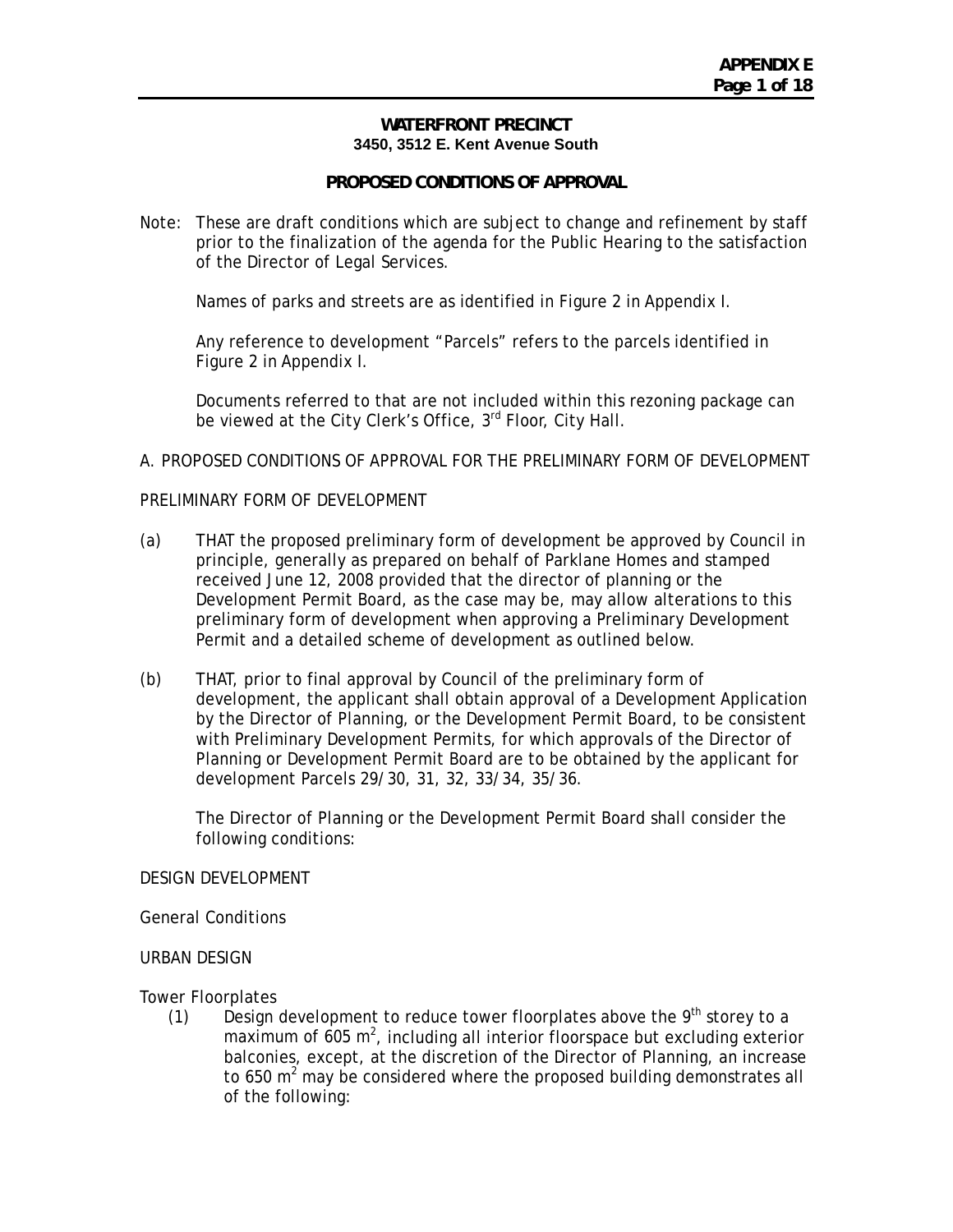# WATERFRONT PRECINCT

**3450, 3512 E. Kent Avenue South**

## PROPOSED CONDITIONS OF APPROVAL

Note: These are draft conditions which are subject to change and refinement by staff prior to the finalization of the agenda for the Public Hearing to the satisfaction of the Director of Legal Services.

Names of parks and streets are as identified in Figure 2 in Appendix I.

Any reference to development "Parcels" refers to the parcels identified in Figure 2 in Appendix I.

Documents referred to that are not included within this rezoning package can be viewed at the City Clerk's Office, 3rd Floor, City Hall.

A. PROPOSED CONDITIONS OF APPROVAL FOR THE PRELIMINARY FORM OF DEVELOPMENT

PRELIMINARY FORM OF DEVELOPMENT

(a) THAT the proposed preliminary form of development be approved by Council in principle, generally as prepared on behalf of Parklane Homes and stamped received June 12, 2008 provided that the director of planning or the Development Permit Board, as the case may be, may allow alterations to this preliminary form of development when approving a Preliminary Development Permit and a detailed scheme of development as outlined below.

(b) THAT, prior to final approval by Council of the preliminary form of development, the applicant shall obtain approval of a Development Application by the Director of Planning, or the Development Permit Board, to be consistent with Preliminary Development Permits, for which approvals of the Director of Planning or Development Permit Board are to be obtained by the applicant for development Parcels 29/30, 31, 32, 33/34, 35/36.

The Director of Planning or the Development Permit Board shall consider the following conditions:

DESIGN DEVELOPMENT

General Conditions

URBAN DESIGN

Tower Floorplates

(1) Design development to reduce tower floorplates above the 9th storey to a maximum of 605 m², including all interior floorspace but excluding exterior balconies, except, at the discretion of the Director of Planning, an increase to 650 m² may be considered where the proposed building demonstrates all of the following: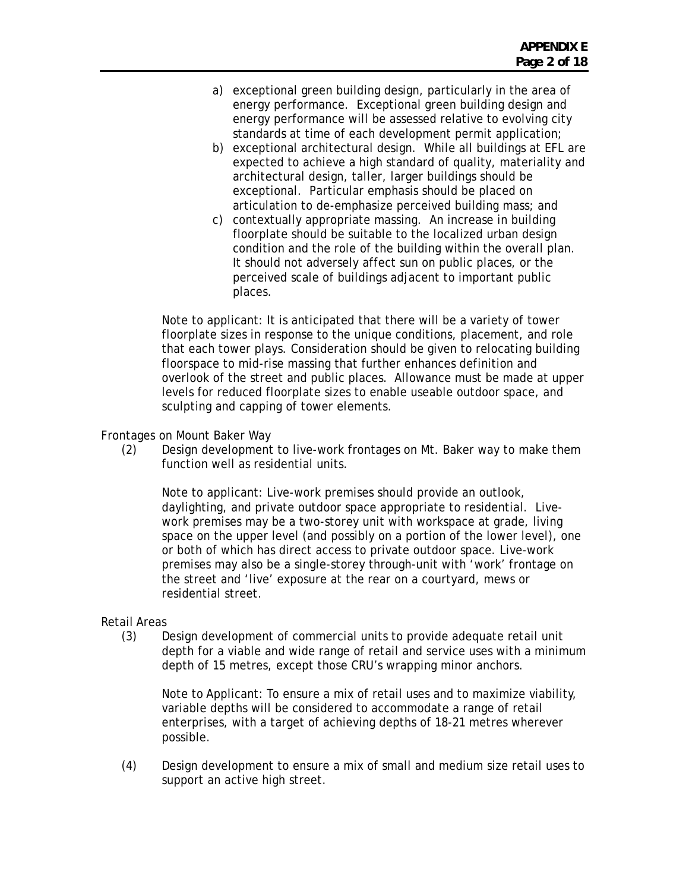a) exceptional green building design, particularly in the area of energy performance. Exceptional green building design and energy performance will be assessed relative to evolving city standards at time of each development permit application;
b) exceptional architectural design. While all buildings at EFL are expected to achieve a high standard of quality, materiality and architectural design, taller, larger buildings should be exceptional. Particular emphasis should be placed on articulation to de-emphasize perceived building mass; and
c) contextually appropriate massing. An increase in building floorplate should be suitable to the localized urban design condition and the role of the building within the overall plan. It should not adversely affect sun on public places, or the perceived scale of buildings adjacent to important public places.

Note to applicant: It is anticipated that there will be a variety of tower floorplate sizes in response to the unique conditions, placement, and role that each tower plays. Consideration should be given to relocating building floorspace to mid-rise massing that further enhances definition and overlook of the street and public places. Allowance must be made at upper levels for reduced floorplate sizes to enable useable outdoor space, and sculpting and capping of tower elements.

Frontages on Mount Baker Way

(2) Design development to live-work frontages on Mt. Baker way to make them function well as residential units.

Note to applicant: Live-work premises should provide an outlook, daylighting, and private outdoor space appropriate to residential. Live-work premises may be a two-storey unit with workspace at grade, living space on the upper level (and possibly on a portion of the lower level), one or both of which has direct access to private outdoor space. Live-work premises may also be a single-storey through-unit with 'work' frontage on the street and 'live' exposure at the rear on a courtyard, mews or residential street.

Retail Areas

(3) Design development of commercial units to provide adequate retail unit depth for a viable and wide range of retail and service uses with a minimum depth of 15 metres, except those CRU's wrapping minor anchors.

Note to Applicant: To ensure a mix of retail uses and to maximize viability, variable depths will be considered to accommodate a range of retail enterprises, with a target of achieving depths of 18-21 metres wherever possible.

(4) Design development to ensure a mix of small and medium size retail uses to support an active high street.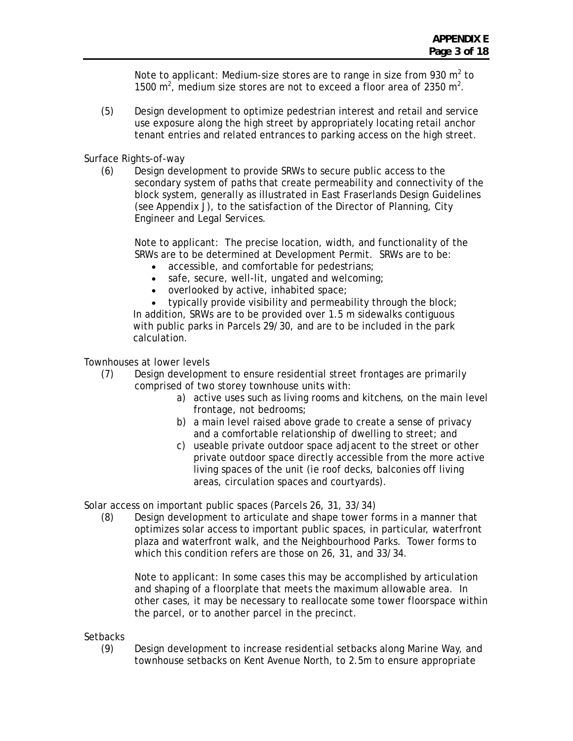Note to applicant: Medium-size stores are to range in size from 930 $m^2$ to 1500 $m^2$, medium size stores are not to exceed a floor area of 2350 $m^2$.

(5) Design development to optimize pedestrian interest and retail and service use exposure along the high street by appropriately locating retail anchor tenant entries and related entrances to parking access on the high street.

Surface Rights-of-way

(6) Design development to provide SRWs to secure public access to the secondary system of paths that create permeability and connectivity of the block system, generally as illustrated in East Fraserlands Design Guidelines (see Appendix J), to the satisfaction of the Director of Planning, City Engineer and Legal Services.

Note to applicant: The precise location, width, and functionality of the SRWs are to be determined at Development Permit. SRWs are to be:

- accessible, and comfortable for pedestrians;
- safe, secure, well-lit, ungated and welcoming;
- overlooked by active, inhabited space;
- typically provide visibility and permeability through the block;

In addition, SRWs are to be provided over 1.5 m sidewalks contiguous with public parks in Parcels 29/30, and are to be included in the park calculation.

Townhouses at lower levels

(7) Design development to ensure residential street frontages are primarily comprised of two storey townhouse units with:

a) active uses such as living rooms and kitchens, on the main level frontage, not bedrooms;
b) a main level raised above grade to create a sense of privacy and a comfortable relationship of dwelling to street; and
c) useable private outdoor space adjacent to the street or other private outdoor space directly accessible from the more active living spaces of the unit (ie roof decks, balconies off living areas, circulation spaces and courtyards).

Solar access on important public spaces (Parcels 26, 31, 33/34)

(8) Design development to articulate and shape tower forms in a manner that optimizes solar access to important public spaces, in particular, waterfront plaza and waterfront walk, and the Neighbourhood Parks. Tower forms to which this condition refers are those on 26, 31, and 33/34.

Note to applicant: In some cases this may be accomplished by articulation and shaping of a floorplate that meets the maximum allowable area. In other cases, it may be necessary to reallocate some tower floorspace within the parcel, or to another parcel in the precinct.

Setbacks

(9) Design development to increase residential setbacks along Marine Way, and townhouse setbacks on Kent Avenue North, to 2.5m to ensure appropriate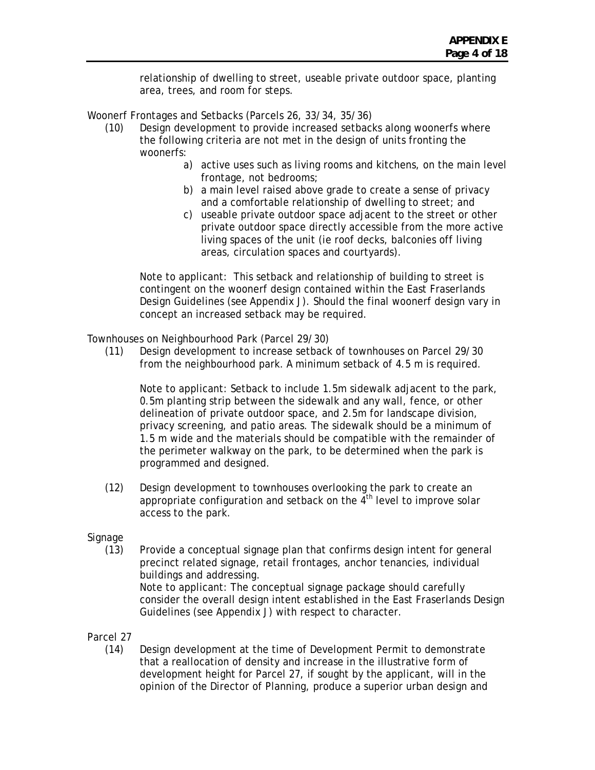relationship of dwelling to street, useable private outdoor space, planting area, trees, and room for steps.

Woonerf Frontages and Setbacks (Parcels 26, 33/34, 35/36)

(10) Design development to provide increased setbacks along woonerfs where the following criteria are not met in the design of units fronting the woonerfs:

a) active uses such as living rooms and kitchens, on the main level frontage, not bedrooms;

b) a main level raised above grade to create a sense of privacy and a comfortable relationship of dwelling to street; and

c) useable private outdoor space adjacent to the street or other private outdoor space directly accessible from the more active living spaces of the unit (ie roof decks, balconies off living areas, circulation spaces and courtyards).

Note to applicant: This setback and relationship of building to street is contingent on the woonerf design contained within the East Fraserlands Design Guidelines (see Appendix J). Should the final woonerf design vary in concept an increased setback may be required.

Townhouses on Neighbourhood Park (Parcel 29/30)

(11) Design development to increase setback of townhouses on Parcel 29/30 from the neighbourhood park. A minimum setback of 4.5 m is required.

Note to applicant: Setback to include 1.5m sidewalk adjacent to the park, 0.5m planting strip between the sidewalk and any wall, fence, or other delineation of private outdoor space, and 2.5m for landscape division, privacy screening, and patio areas. The sidewalk should be a minimum of 1.5 m wide and the materials should be compatible with the remainder of the perimeter walkway on the park, to be determined when the park is programmed and designed.

(12) Design development to townhouses overlooking the park to create an appropriate configuration and setback on the 4th level to improve solar access to the park.

Signage

(13) Provide a conceptual signage plan that confirms design intent for general precinct related signage, retail frontages, anchor tenancies, individual buildings and addressing.
Note to applicant: The conceptual signage package should carefully consider the overall design intent established in the East Fraserlands Design Guidelines (see Appendix J) with respect to character.

Parcel 27

(14) Design development at the time of Development Permit to demonstrate that a reallocation of density and increase in the illustrative form of development height for Parcel 27, if sought by the applicant, will in the opinion of the Director of Planning, produce a superior urban design and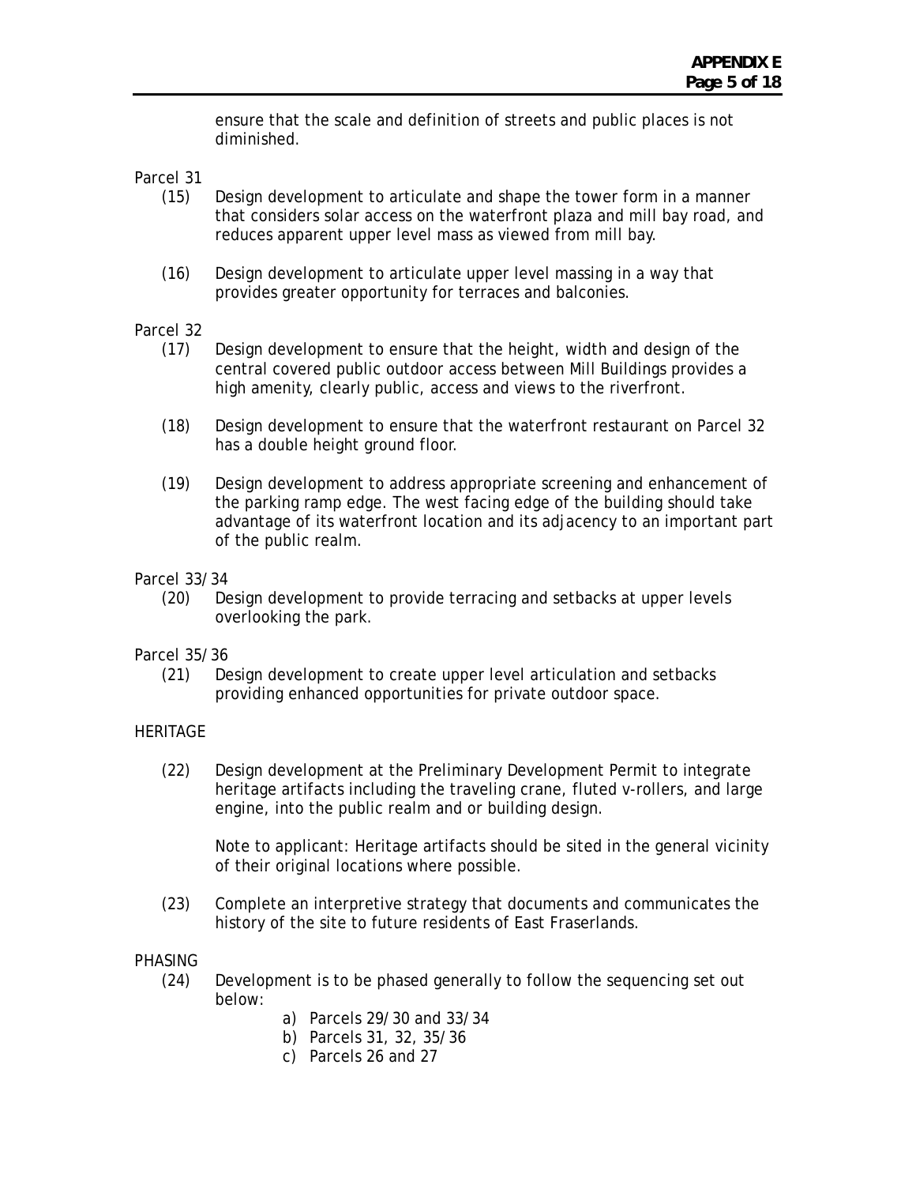ensure that the scale and definition of streets and public places is not diminished.

Parcel 31

(15) Design development to articulate and shape the tower form in a manner that considers solar access on the waterfront plaza and mill bay road, and reduces apparent upper level mass as viewed from mill bay.

(16) Design development to articulate upper level massing in a way that provides greater opportunity for terraces and balconies.

Parcel 32

(17) Design development to ensure that the height, width and design of the central covered public outdoor access between Mill Buildings provides a high amenity, clearly public, access and views to the riverfront.

(18) Design development to ensure that the waterfront restaurant on Parcel 32 has a double height ground floor.

(19) Design development to address appropriate screening and enhancement of the parking ramp edge. The west facing edge of the building should take advantage of its waterfront location and its adjacency to an important part of the public realm.

Parcel 33/34

(20) Design development to provide terracing and setbacks at upper levels overlooking the park.

Parcel 35/36

(21) Design development to create upper level articulation and setbacks providing enhanced opportunities for private outdoor space.

HERITAGE

(22) Design development at the Preliminary Development Permit to integrate heritage artifacts including the traveling crane, fluted v-rollers, and large engine, into the public realm and or building design.

Note to applicant: Heritage artifacts should be sited in the general vicinity of their original locations where possible.

(23) Complete an interpretive strategy that documents and communicates the history of the site to future residents of East Fraserlands.

PHASING

(24) Development is to be phased generally to follow the sequencing set out below:

a) Parcels 29/30 and 33/34
b) Parcels 31, 32, 35/36
c) Parcels 26 and 27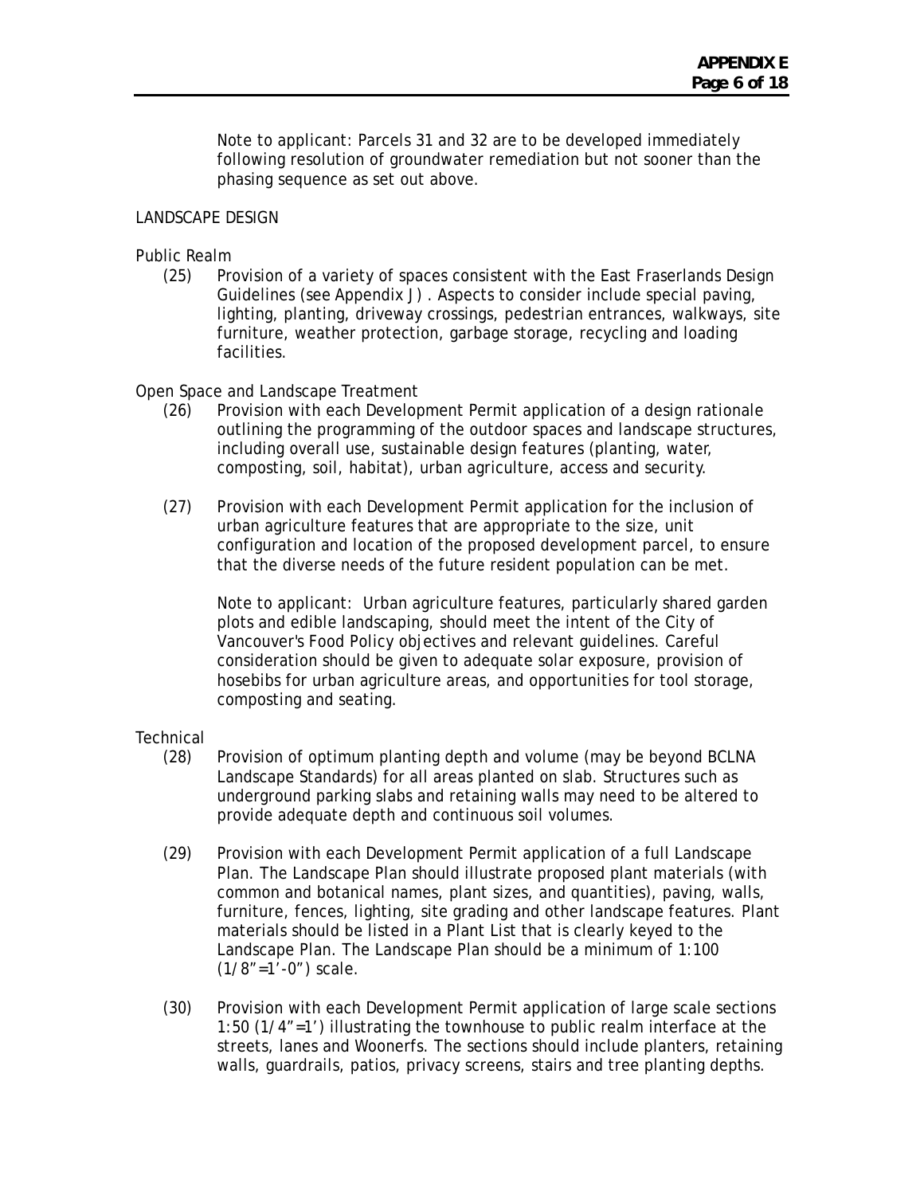Note to applicant: Parcels 31 and 32 are to be developed immediately following resolution of groundwater remediation but not sooner than the phasing sequence as set out above.

LANDSCAPE DESIGN

Public Realm

(25) Provision of a variety of spaces consistent with the East Fraserlands Design Guidelines (see Appendix J) . Aspects to consider include special paving, lighting, planting, driveway crossings, pedestrian entrances, walkways, site furniture, weather protection, garbage storage, recycling and loading facilities.

Open Space and Landscape Treatment

(26) Provision with each Development Permit application of a design rationale outlining the programming of the outdoor spaces and landscape structures, including overall use, sustainable design features (planting, water, composting, soil, habitat), urban agriculture, access and security.

(27) Provision with each Development Permit application for the inclusion of urban agriculture features that are appropriate to the size, unit configuration and location of the proposed development parcel, to ensure that the diverse needs of the future resident population can be met.

Note to applicant: Urban agriculture features, particularly shared garden plots and edible landscaping, should meet the intent of the City of Vancouver's Food Policy objectives and relevant guidelines. Careful consideration should be given to adequate solar exposure, provision of hosebibs for urban agriculture areas, and opportunities for tool storage, composting and seating.

Technical

(28) Provision of optimum planting depth and volume (may be beyond BCLNA Landscape Standards) for all areas planted on slab. Structures such as underground parking slabs and retaining walls may need to be altered to provide adequate depth and continuous soil volumes.

(29) Provision with each Development Permit application of a full Landscape Plan. The Landscape Plan should illustrate proposed plant materials (with common and botanical names, plant sizes, and quantities), paving, walls, furniture, fences, lighting, site grading and other landscape features. Plant materials should be listed in a Plant List that is clearly keyed to the Landscape Plan. The Landscape Plan should be a minimum of 1:100 (1/8"=1'-0") scale.

(30) Provision with each Development Permit application of large scale sections 1:50 (1/4"=1') illustrating the townhouse to public realm interface at the streets, lanes and Woonerfs. The sections should include planters, retaining walls, guardrails, patios, privacy screens, stairs and tree planting depths.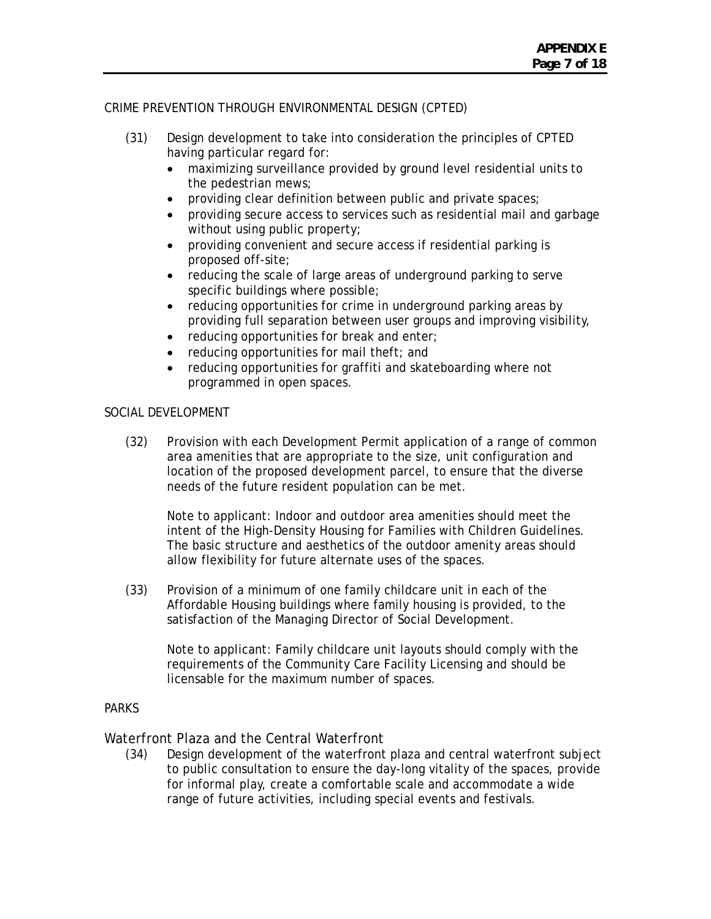CRIME PREVENTION THROUGH ENVIRONMENTAL DESIGN (CPTED)

(31) Design development to take into consideration the principles of CPTED having particular regard for:

- maximizing surveillance provided by ground level residential units to the pedestrian mews;
- providing clear definition between public and private spaces;
- providing secure access to services such as residential mail and garbage without using public property;
- providing convenient and secure access if residential parking is proposed off-site;
- reducing the scale of large areas of underground parking to serve specific buildings where possible;
- reducing opportunities for crime in underground parking areas by providing full separation between user groups and improving visibility,
- reducing opportunities for break and enter;
- reducing opportunities for mail theft; and
- reducing opportunities for graffiti and skateboarding where not programmed in open spaces.

SOCIAL DEVELOPMENT

(32) Provision with each Development Permit application of a range of common area amenities that are appropriate to the size, unit configuration and location of the proposed development parcel, to ensure that the diverse needs of the future resident population can be met.

Note to applicant: Indoor and outdoor area amenities should meet the intent of the High-Density Housing for Families with Children Guidelines. The basic structure and aesthetics of the outdoor amenity areas should allow flexibility for future alternate uses of the spaces.

(33) Provision of a minimum of one family childcare unit in each of the Affordable Housing buildings where family housing is provided, to the satisfaction of the Managing Director of Social Development.

Note to applicant: Family childcare unit layouts should comply with the requirements of the Community Care Facility Licensing and should be licensable for the maximum number of spaces.

PARKS

Waterfront Plaza and the Central Waterfront

(34) Design development of the waterfront plaza and central waterfront subject to public consultation to ensure the day-long vitality of the spaces, provide for informal play, create a comfortable scale and accommodate a wide range of future activities, including special events and festivals.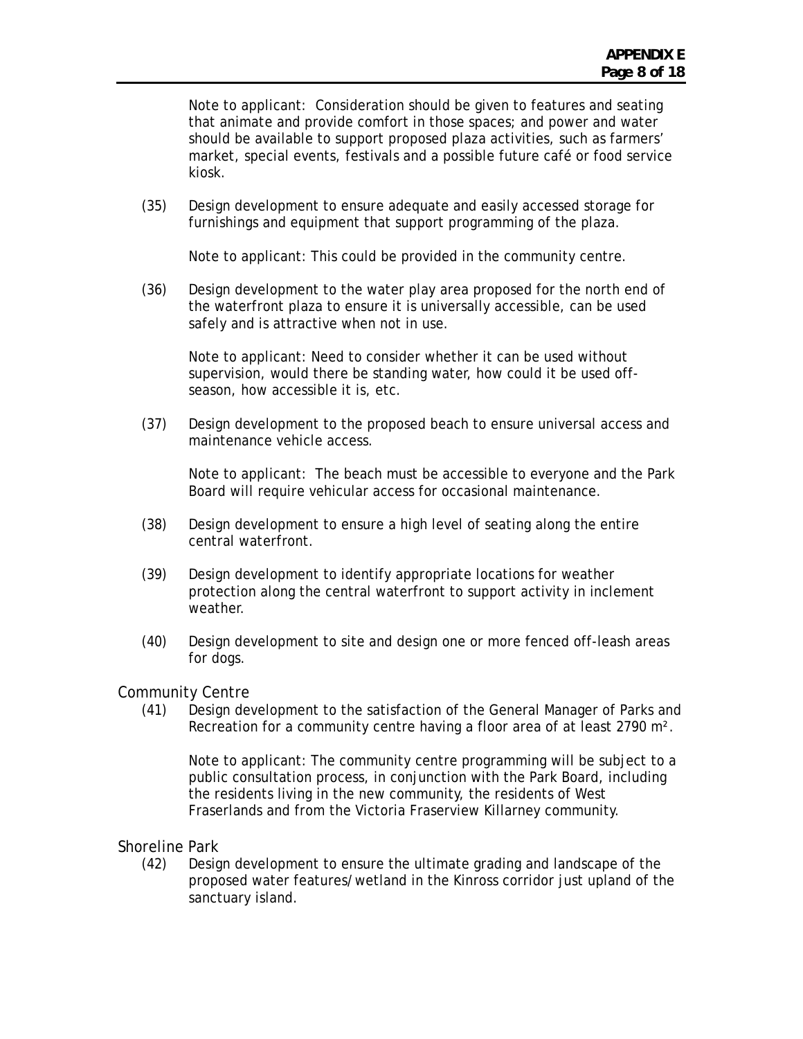Note to applicant: Consideration should be given to features and seating that animate and provide comfort in those spaces; and power and water should be available to support proposed plaza activities, such as farmers' market, special events, festivals and a possible future café or food service kiosk.

(35) Design development to ensure adequate and easily accessed storage for furnishings and equipment that support programming of the plaza.

Note to applicant: This could be provided in the community centre.

(36) Design development to the water play area proposed for the north end of the waterfront plaza to ensure it is universally accessible, can be used safely and is attractive when not in use.

Note to applicant: Need to consider whether it can be used without supervision, would there be standing water, how could it be used off-season, how accessible it is, etc.

(37) Design development to the proposed beach to ensure universal access and maintenance vehicle access.

Note to applicant: The beach must be accessible to everyone and the Park Board will require vehicular access for occasional maintenance.

(38) Design development to ensure a high level of seating along the entire central waterfront.

(39) Design development to identify appropriate locations for weather protection along the central waterfront to support activity in inclement weather.

(40) Design development to site and design one or more fenced off-leash areas for dogs.

## Community Centre

(41) Design development to the satisfaction of the General Manager of Parks and Recreation for a community centre having a floor area of at least 2790 m².

Note to applicant: The community centre programming will be subject to a public consultation process, in conjunction with the Park Board, including the residents living in the new community, the residents of West Fraserlands and from the Victoria Fraserview Killarney community.

## Shoreline Park

(42) Design development to ensure the ultimate grading and landscape of the proposed water features/wetland in the Kinross corridor just upland of the sanctuary island.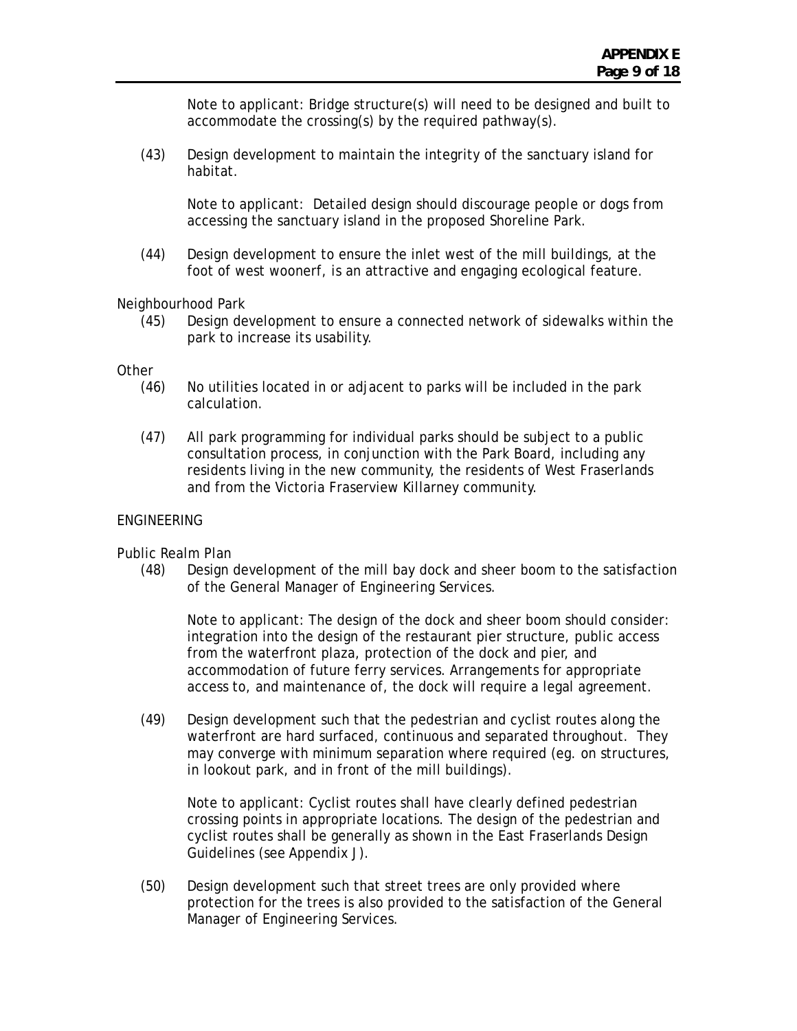Note to applicant: Bridge structure(s) will need to be designed and built to accommodate the crossing(s) by the required pathway(s).

(43) Design development to maintain the integrity of the sanctuary island for habitat.

Note to applicant: Detailed design should discourage people or dogs from accessing the sanctuary island in the proposed Shoreline Park.

(44) Design development to ensure the inlet west of the mill buildings, at the foot of west woonerf, is an attractive and engaging ecological feature.

Neighbourhood Park

(45) Design development to ensure a connected network of sidewalks within the park to increase its usability.

Other

(46) No utilities located in or adjacent to parks will be included in the park calculation.

(47) All park programming for individual parks should be subject to a public consultation process, in conjunction with the Park Board, including any residents living in the new community, the residents of West Fraserlands and from the Victoria Fraserview Killarney community.

ENGINEERING

Public Realm Plan

(48) Design development of the mill bay dock and sheer boom to the satisfaction of the General Manager of Engineering Services.

Note to applicant: The design of the dock and sheer boom should consider: integration into the design of the restaurant pier structure, public access from the waterfront plaza, protection of the dock and pier, and accommodation of future ferry services. Arrangements for appropriate access to, and maintenance of, the dock will require a legal agreement.

(49) Design development such that the pedestrian and cyclist routes along the waterfront are hard surfaced, continuous and separated throughout. They may converge with minimum separation where required (eg. on structures, in lookout park, and in front of the mill buildings).

Note to applicant: Cyclist routes shall have clearly defined pedestrian crossing points in appropriate locations. The design of the pedestrian and cyclist routes shall be generally as shown in the East Fraserlands Design Guidelines (see Appendix J).

(50) Design development such that street trees are only provided where protection for the trees is also provided to the satisfaction of the General Manager of Engineering Services.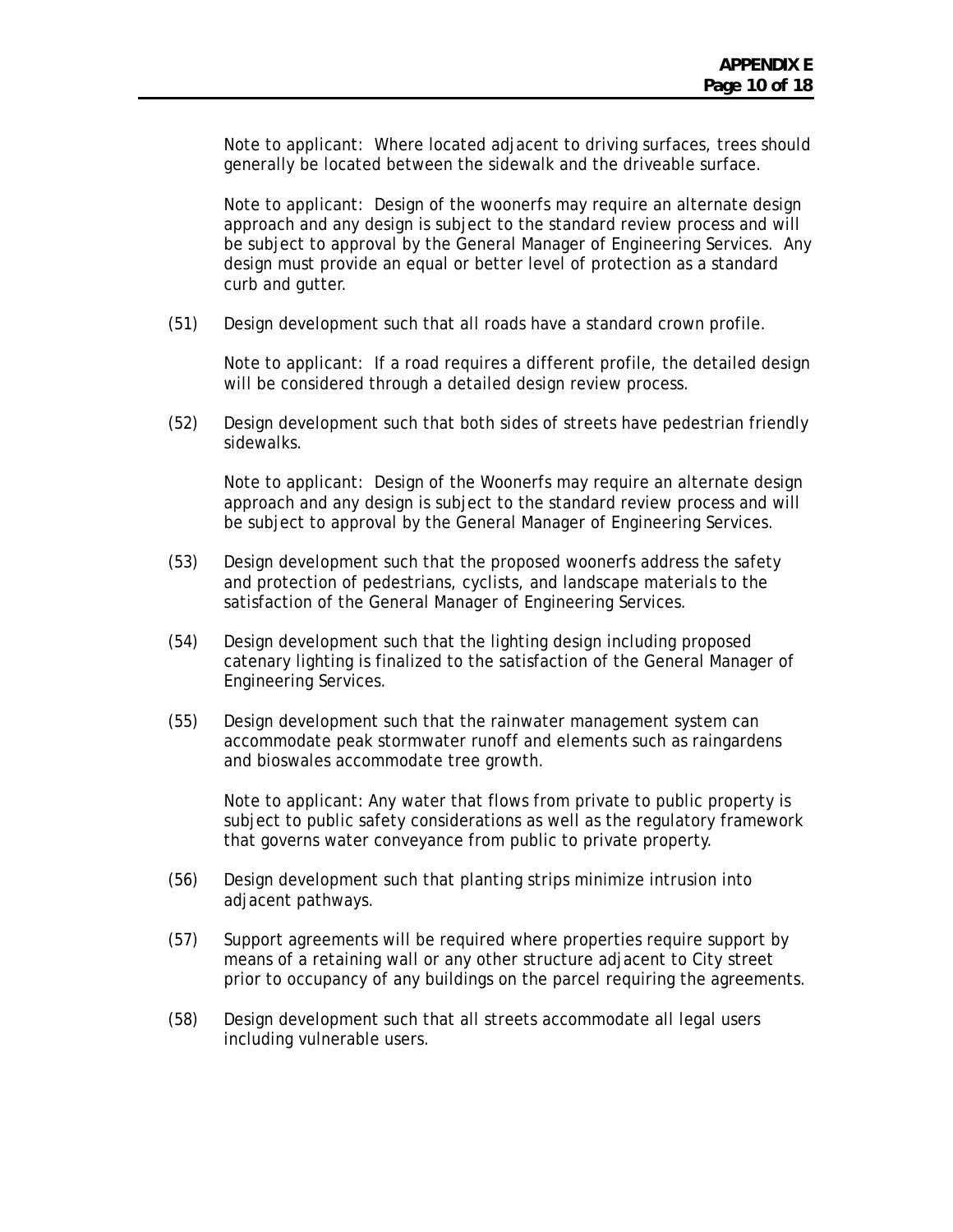Note to applicant: Where located adjacent to driving surfaces, trees should generally be located between the sidewalk and the driveable surface.

Note to applicant: Design of the woonerfs may require an alternate design approach and any design is subject to the standard review process and will be subject to approval by the General Manager of Engineering Services. Any design must provide an equal or better level of protection as a standard curb and gutter.

(51) Design development such that all roads have a standard crown profile.

Note to applicant: If a road requires a different profile, the detailed design will be considered through a detailed design review process.

(52) Design development such that both sides of streets have pedestrian friendly sidewalks.

Note to applicant: Design of the Woonerfs may require an alternate design approach and any design is subject to the standard review process and will be subject to approval by the General Manager of Engineering Services.

(53) Design development such that the proposed woonerfs address the safety and protection of pedestrians, cyclists, and landscape materials to the satisfaction of the General Manager of Engineering Services.

(54) Design development such that the lighting design including proposed catenary lighting is finalized to the satisfaction of the General Manager of Engineering Services.

(55) Design development such that the rainwater management system can accommodate peak stormwater runoff and elements such as raingardens and bioswales accommodate tree growth.

Note to applicant: Any water that flows from private to public property is subject to public safety considerations as well as the regulatory framework that governs water conveyance from public to private property.

(56) Design development such that planting strips minimize intrusion into adjacent pathways.

(57) Support agreements will be required where properties require support by means of a retaining wall or any other structure adjacent to City street prior to occupancy of any buildings on the parcel requiring the agreements.

(58) Design development such that all streets accommodate all legal users including vulnerable users.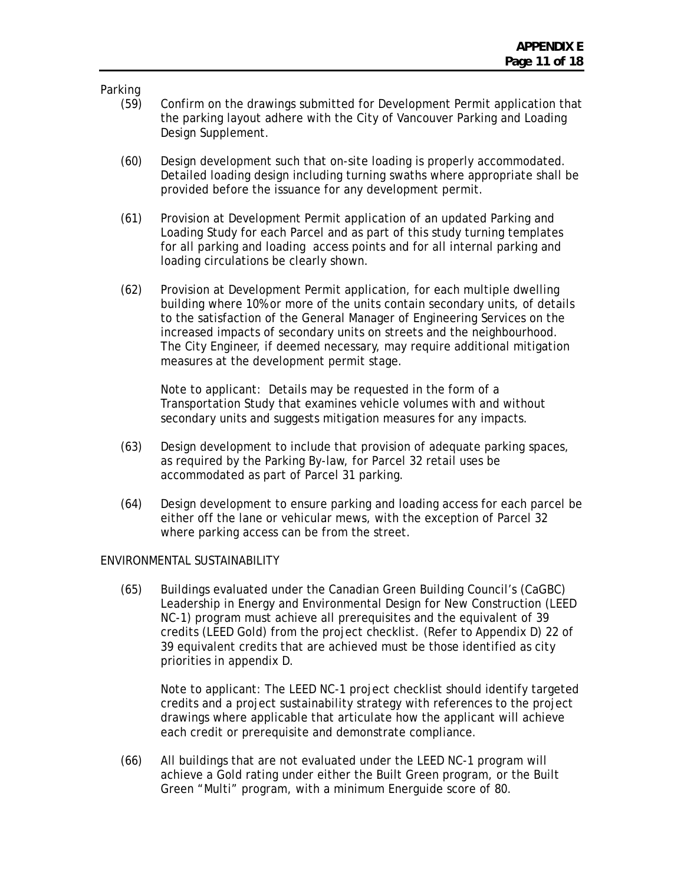Parking

(59) Confirm on the drawings submitted for Development Permit application that the parking layout adhere with the City of Vancouver Parking and Loading Design Supplement.

(60) Design development such that on-site loading is properly accommodated. Detailed loading design including turning swaths where appropriate shall be provided before the issuance for any development permit.

(61) Provision at Development Permit application of an updated Parking and Loading Study for each Parcel and as part of this study turning templates for all parking and loading access points and for all internal parking and loading circulations be clearly shown.

(62) Provision at Development Permit application, for each multiple dwelling building where 10% or more of the units contain secondary units, of details to the satisfaction of the General Manager of Engineering Services on the increased impacts of secondary units on streets and the neighbourhood. The City Engineer, if deemed necessary, may require additional mitigation measures at the development permit stage.

Note to applicant: Details may be requested in the form of a Transportation Study that examines vehicle volumes with and without secondary units and suggests mitigation measures for any impacts.

(63) Design development to include that provision of adequate parking spaces, as required by the Parking By-law, for Parcel 32 retail uses be accommodated as part of Parcel 31 parking.

(64) Design development to ensure parking and loading access for each parcel be either off the lane or vehicular mews, with the exception of Parcel 32 where parking access can be from the street.

ENVIRONMENTAL SUSTAINABILITY

(65) Buildings evaluated under the Canadian Green Building Council's (CaGBC) Leadership in Energy and Environmental Design for New Construction (LEED NC-1) program must achieve all prerequisites and the equivalent of 39 credits (LEED Gold) from the project checklist. (Refer to Appendix D) 22 of 39 equivalent credits that are achieved must be those identified as city priorities in appendix D.

Note to applicant: The LEED NC-1 project checklist should identify targeted credits and a project sustainability strategy with references to the project drawings where applicable that articulate how the applicant will achieve each credit or prerequisite and demonstrate compliance.

(66) All buildings that are not evaluated under the LEED NC-1 program will achieve a Gold rating under either the Built Green program, or the Built Green "Multi" program, with a minimum Energuide score of 80.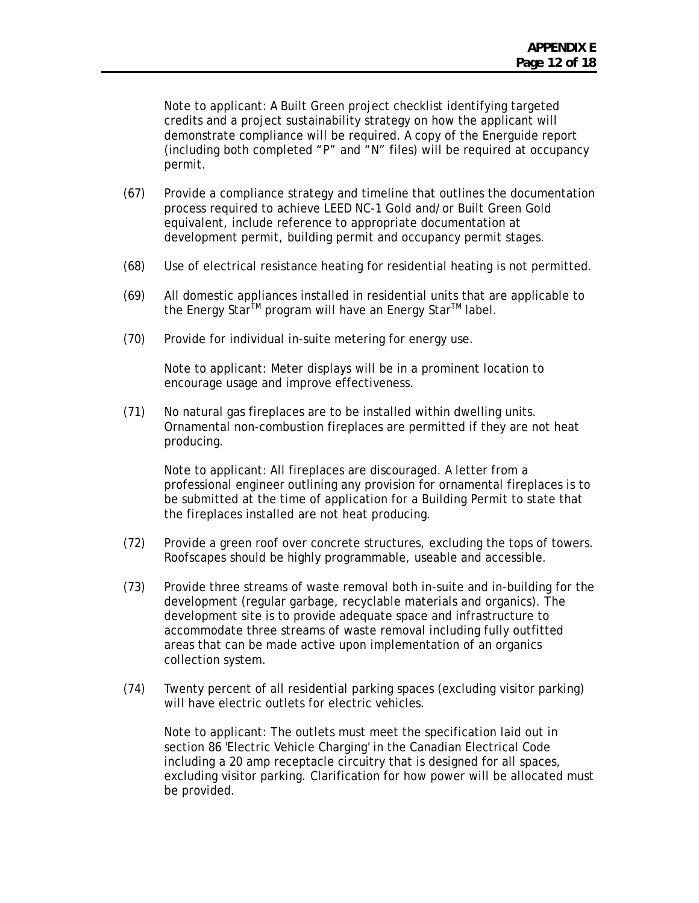Note to applicant: A Built Green project checklist identifying targeted credits and a project sustainability strategy on how the applicant will demonstrate compliance will be required. A copy of the Energuide report (including both completed "P" and "N" files) will be required at occupancy permit.

(67) Provide a compliance strategy and timeline that outlines the documentation process required to achieve LEED NC-1 Gold and/or Built Green Gold equivalent, include reference to appropriate documentation at development permit, building permit and occupancy permit stages.

(68) Use of electrical resistance heating for residential heating is not permitted.

(69) All domestic appliances installed in residential units that are applicable to the Energy Star™ program will have an Energy Star™ label.

(70) Provide for individual in-suite metering for energy use.

Note to applicant: Meter displays will be in a prominent location to encourage usage and improve effectiveness.

(71) No natural gas fireplaces are to be installed within dwelling units. Ornamental non-combustion fireplaces are permitted if they are not heat producing.

Note to applicant: All fireplaces are discouraged. A letter from a professional engineer outlining any provision for ornamental fireplaces is to be submitted at the time of application for a Building Permit to state that the fireplaces installed are not heat producing.

(72) Provide a green roof over concrete structures, excluding the tops of towers. Roofscapes should be highly programmable, useable and accessible.

(73) Provide three streams of waste removal both in-suite and in-building for the development (regular garbage, recyclable materials and organics). The development site is to provide adequate space and infrastructure to accommodate three streams of waste removal including fully outfitted areas that can be made active upon implementation of an organics collection system.

(74) Twenty percent of all residential parking spaces (excluding visitor parking) will have electric outlets for electric vehicles.

Note to applicant: The outlets must meet the specification laid out in section 86 'Electric Vehicle Charging' in the Canadian Electrical Code including a 20 amp receptacle circuitry that is designed for all spaces, excluding visitor parking. Clarification for how power will be allocated must be provided.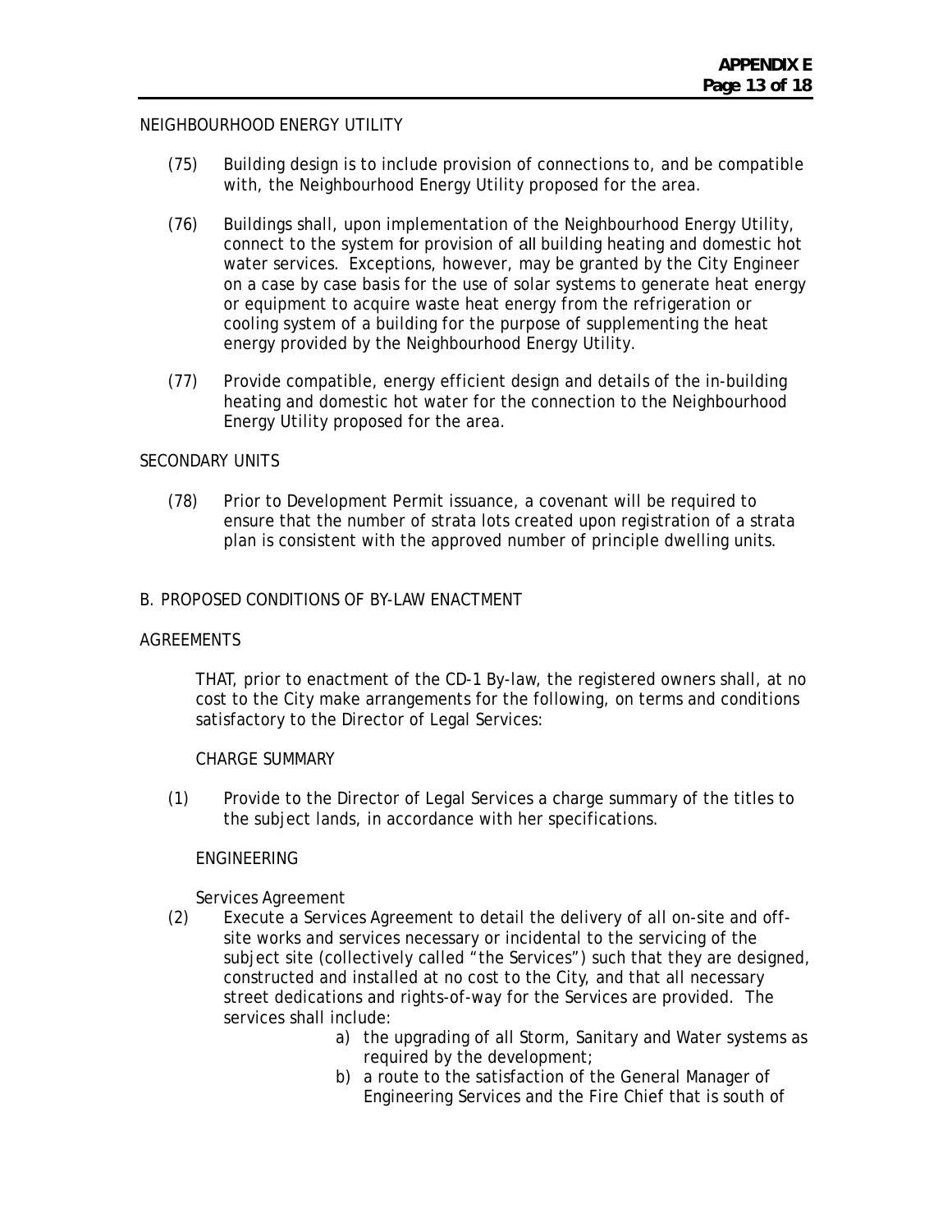NEIGHBOURHOOD ENERGY UTILITY

(75) Building design is to include provision of connections to, and be compatible with, the Neighbourhood Energy Utility proposed for the area.

(76) Buildings shall, upon implementation of the Neighbourhood Energy Utility, connect to the system for provision of all building heating and domestic hot water services. Exceptions, however, may be granted by the City Engineer on a case by case basis for the use of solar systems to generate heat energy or equipment to acquire waste heat energy from the refrigeration or cooling system of a building for the purpose of supplementing the heat energy provided by the Neighbourhood Energy Utility.

(77) Provide compatible, energy efficient design and details of the in-building heating and domestic hot water for the connection to the Neighbourhood Energy Utility proposed for the area.

SECONDARY UNITS

(78) Prior to Development Permit issuance, a covenant will be required to ensure that the number of strata lots created upon registration of a strata plan is consistent with the approved number of principle dwelling units.

B. PROPOSED CONDITIONS OF BY-LAW ENACTMENT

AGREEMENTS

THAT, prior to enactment of the CD-1 By-law, the registered owners shall, at no cost to the City make arrangements for the following, on terms and conditions satisfactory to the Director of Legal Services:

CHARGE SUMMARY

(1) Provide to the Director of Legal Services a charge summary of the titles to the subject lands, in accordance with her specifications.

ENGINEERING

Services Agreement

(2) Execute a Services Agreement to detail the delivery of all on-site and off-site works and services necessary or incidental to the servicing of the subject site (collectively called "the Services") such that they are designed, constructed and installed at no cost to the City, and that all necessary street dedications and rights-of-way for the Services are provided. The services shall include:

a) the upgrading of all Storm, Sanitary and Water systems as required by the development;
b) a route to the satisfaction of the General Manager of Engineering Services and the Fire Chief that is south of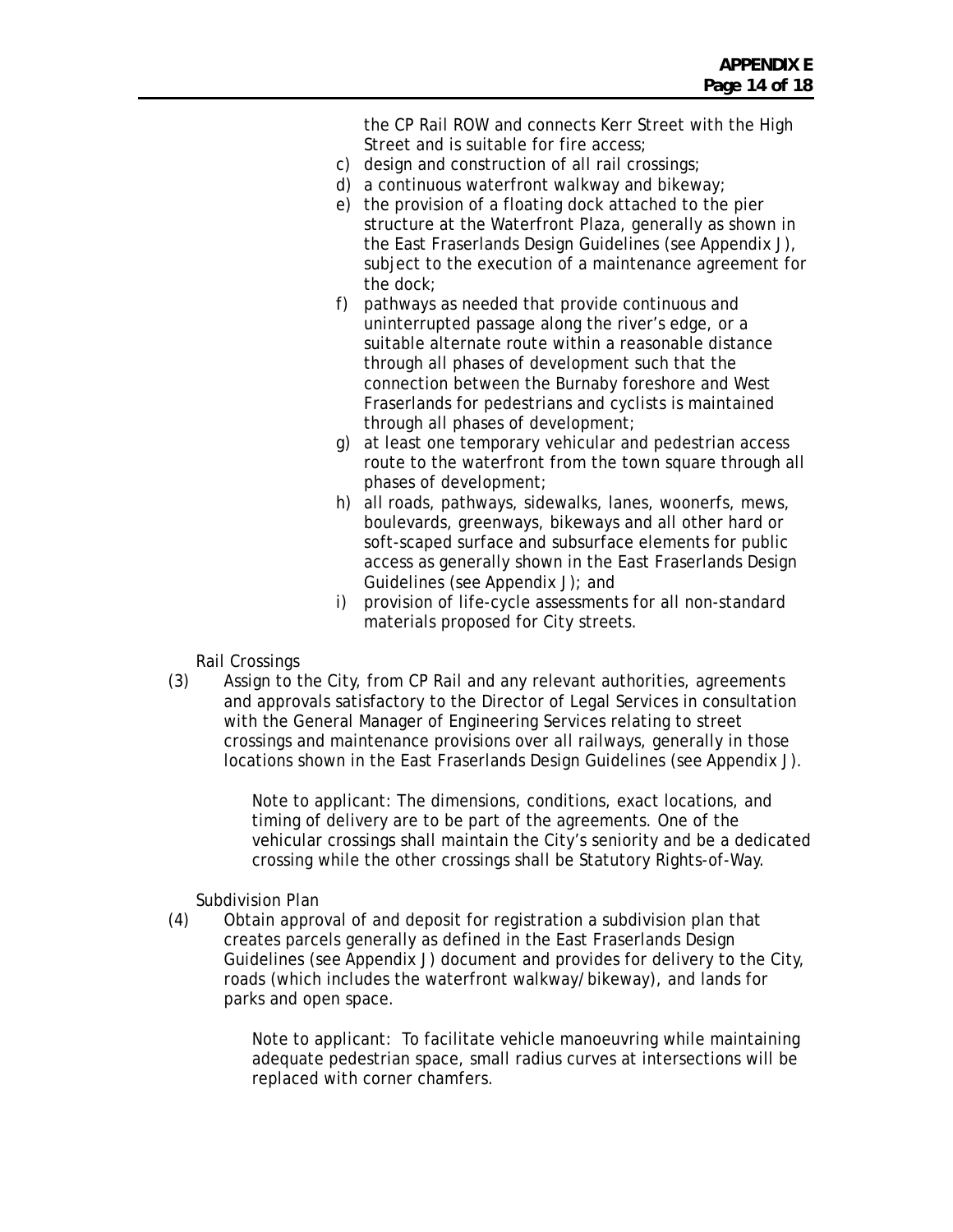the CP Rail ROW and connects Kerr Street with the High Street and is suitable for fire access;

c) design and construction of all rail crossings;
d) a continuous waterfront walkway and bikeway;
e) the provision of a floating dock attached to the pier structure at the Waterfront Plaza, generally as shown in the East Fraserlands Design Guidelines (see Appendix J), subject to the execution of a maintenance agreement for the dock;
f) pathways as needed that provide continuous and uninterrupted passage along the river's edge, or a suitable alternate route within a reasonable distance through all phases of development such that the connection between the Burnaby foreshore and West Fraserlands for pedestrians and cyclists is maintained through all phases of development;
g) at least one temporary vehicular and pedestrian access route to the waterfront from the town square through all phases of development;
h) all roads, pathways, sidewalks, lanes, woonerfs, mews, boulevards, greenways, bikeways and all other hard or soft-scaped surface and subsurface elements for public access as generally shown in the East Fraserlands Design Guidelines (see Appendix J); and
i) provision of life-cycle assessments for all non-standard materials proposed for City streets.

Rail Crossings

(3) Assign to the City, from CP Rail and any relevant authorities, agreements and approvals satisfactory to the Director of Legal Services in consultation with the General Manager of Engineering Services relating to street crossings and maintenance provisions over all railways, generally in those locations shown in the East Fraserlands Design Guidelines (see Appendix J).

Note to applicant: The dimensions, conditions, exact locations, and timing of delivery are to be part of the agreements. One of the vehicular crossings shall maintain the City's seniority and be a dedicated crossing while the other crossings shall be Statutory Rights-of-Way.

Subdivision Plan

(4) Obtain approval of and deposit for registration a subdivision plan that creates parcels generally as defined in the East Fraserlands Design Guidelines (see Appendix J) document and provides for delivery to the City, roads (which includes the waterfront walkway/bikeway), and lands for parks and open space.

Note to applicant: To facilitate vehicle manoeuvring while maintaining adequate pedestrian space, small radius curves at intersections will be replaced with corner chamfers.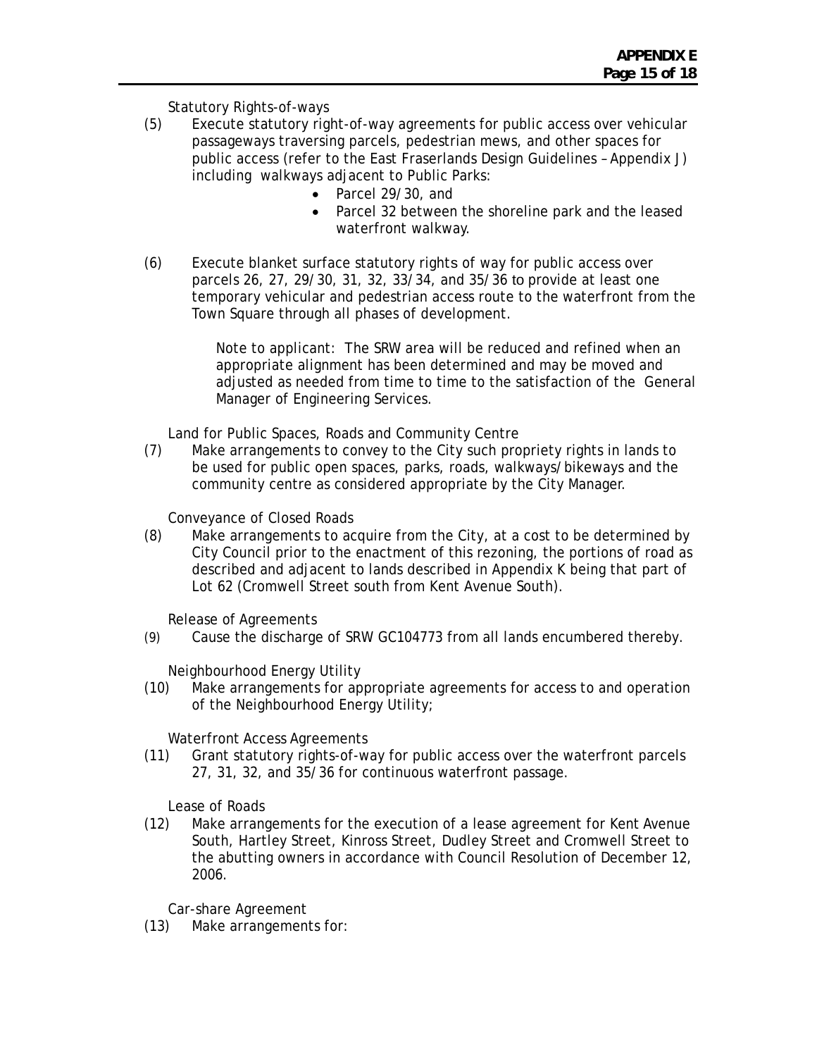Statutory Rights-of-ways

(5) Execute statutory right-of-way agreements for public access over vehicular passageways traversing parcels, pedestrian mews, and other spaces for public access (refer to the East Fraserlands Design Guidelines – Appendix J) including walkways adjacent to Public Parks:

- Parcel 29/30, and
- Parcel 32 between the shoreline park and the leased waterfront walkway.

(6) Execute blanket surface statutory rights of way for public access over parcels 26, 27, 29/30, 31, 32, 33/34, and 35/36 to provide at least one temporary vehicular and pedestrian access route to the waterfront from the Town Square through all phases of development.

> Note to applicant: The SRW area will be reduced and refined when an appropriate alignment has been determined and may be moved and adjusted as needed from time to time to the satisfaction of the General Manager of Engineering Services.

Land for Public Spaces, Roads and Community Centre

(7) Make arrangements to convey to the City such propriety rights in lands to be used for public open spaces, parks, roads, walkways/bikeways and the community centre as considered appropriate by the City Manager.

Conveyance of Closed Roads

(8) Make arrangements to acquire from the City, at a cost to be determined by City Council prior to the enactment of this rezoning, the portions of road as described and adjacent to lands described in Appendix K being that part of Lot 62 (Cromwell Street south from Kent Avenue South).

Release of Agreements

(9) Cause the discharge of SRW GC104773 from all lands encumbered thereby.

Neighbourhood Energy Utility

(10) Make arrangements for appropriate agreements for access to and operation of the Neighbourhood Energy Utility;

Waterfront Access Agreements

(11) Grant statutory rights-of-way for public access over the waterfront parcels 27, 31, 32, and 35/36 for continuous waterfront passage.

Lease of Roads

(12) Make arrangements for the execution of a lease agreement for Kent Avenue South, Hartley Street, Kinross Street, Dudley Street and Cromwell Street to the abutting owners in accordance with Council Resolution of December 12, 2006.

Car-share Agreement

(13) Make arrangements for: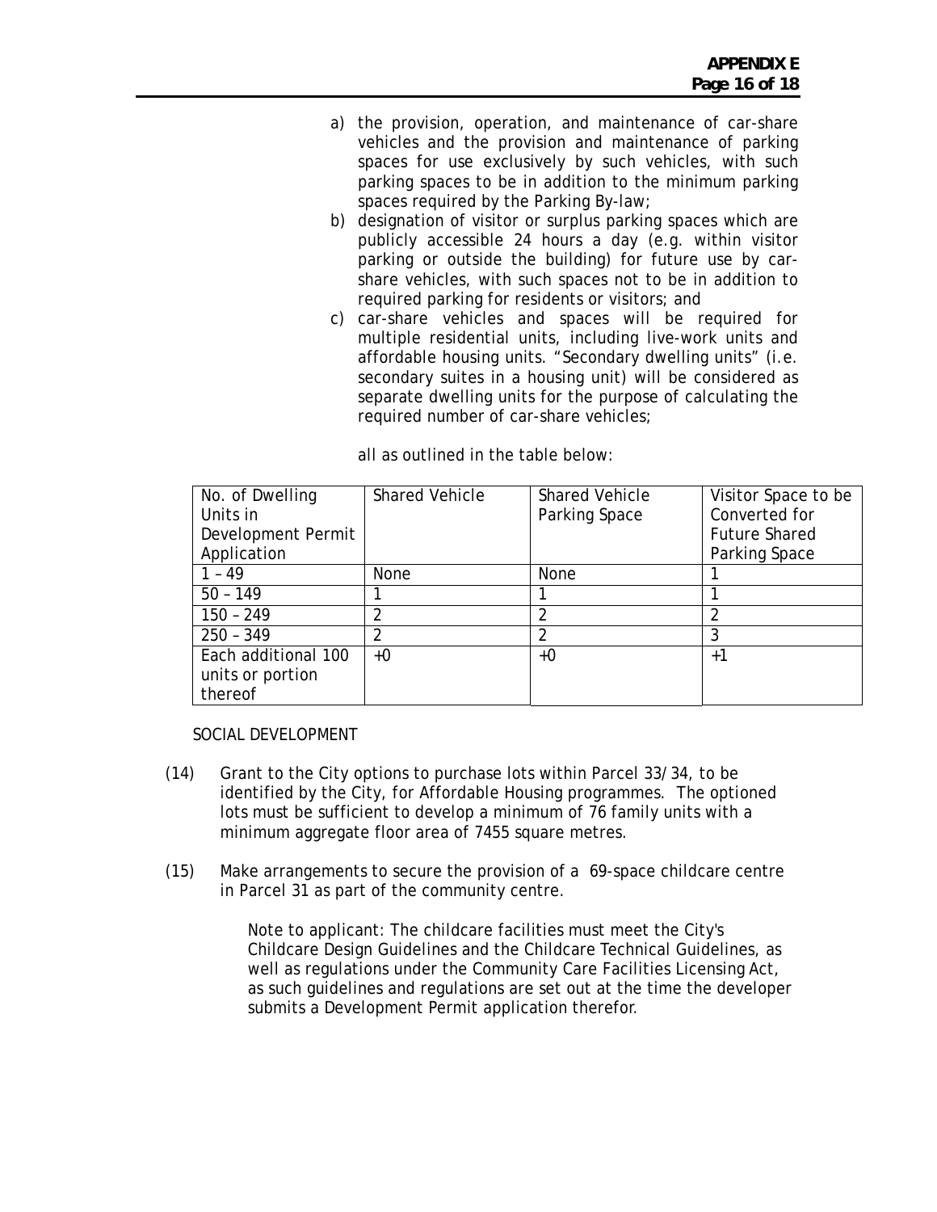a) the provision, operation, and maintenance of car-share vehicles and the provision and maintenance of parking spaces for use exclusively by such vehicles, with such parking spaces to be in addition to the minimum parking spaces required by the Parking By-law;
b) designation of visitor or surplus parking spaces which are publicly accessible 24 hours a day (e.g. within visitor parking or outside the building) for future use by car-share vehicles, with such spaces not to be in addition to required parking for residents or visitors; and
c) car-share vehicles and spaces will be required for multiple residential units, including live-work units and affordable housing units. "Secondary dwelling units" (i.e. secondary suites in a housing unit) will be considered as separate dwelling units for the purpose of calculating the required number of car-share vehicles;

all as outlined in the table below:

| No. of Dwelling Units in Development Permit Application | Shared Vehicle | Shared Vehicle Parking Space | Visitor Space to be Converted for Future Shared Parking Space |
|---|---|---|---|
| 1 – 49 | None | None | 1 |
| 50 – 149 | 1 | 1 | 1 |
| 150 – 249 | 2 | 2 | 2 |
| 250 – 349 | 2 | 2 | 3 |
| Each additional 100 units or portion thereof | +0 | +0 | +1 |

SOCIAL DEVELOPMENT

(14) Grant to the City options to purchase lots within Parcel 33/34, to be identified by the City, for Affordable Housing programmes. The optioned lots must be sufficient to develop a minimum of 76 family units with a minimum aggregate floor area of 7455 square metres.

(15) Make arrangements to secure the provision of a 69-space childcare centre in Parcel 31 as part of the community centre.

Note to applicant: The childcare facilities must meet the City's Childcare Design Guidelines and the Childcare Technical Guidelines, as well as regulations under the Community Care Facilities Licensing Act, as such guidelines and regulations are set out at the time the developer submits a Development Permit application therefor.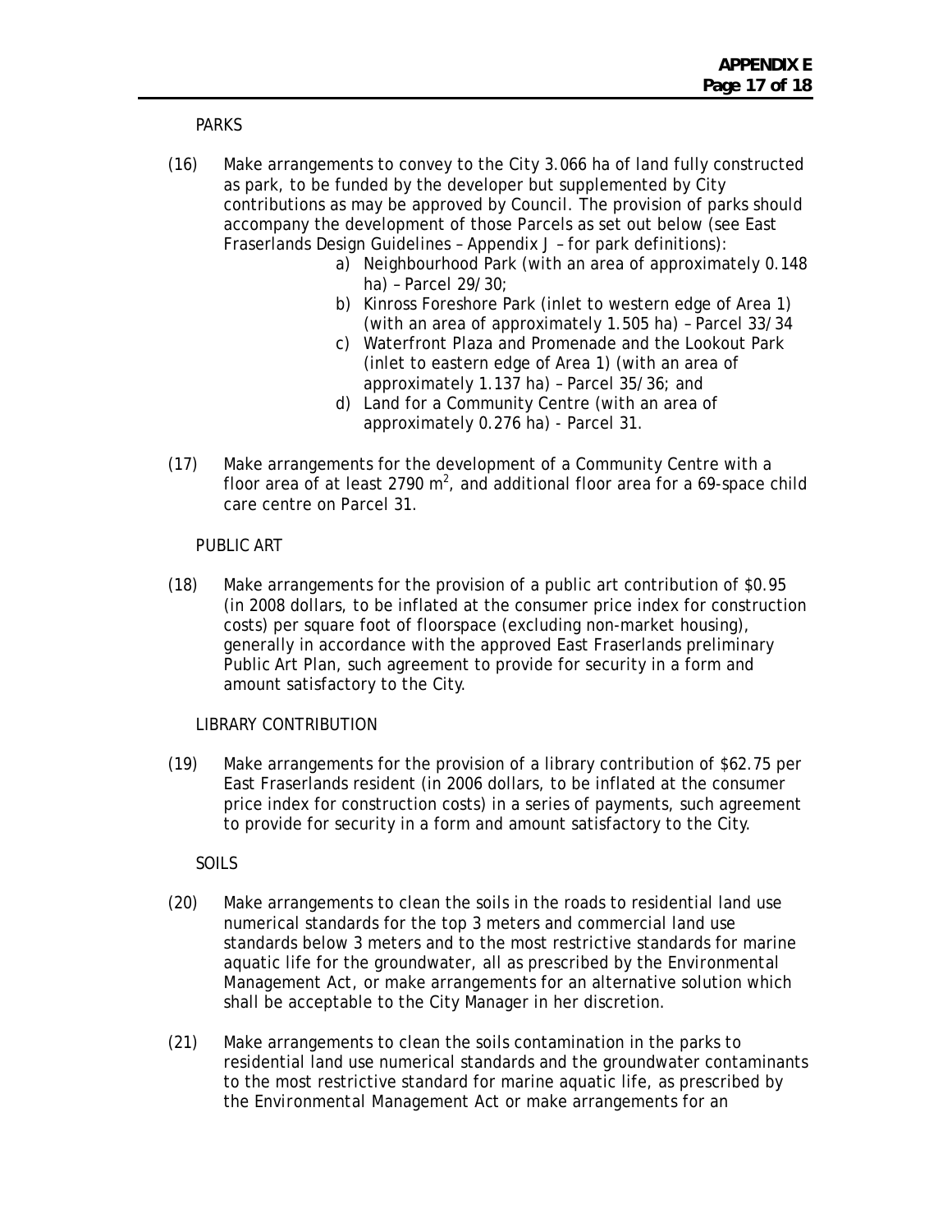PARKS

(16) Make arrangements to convey to the City 3.066 ha of land fully constructed as park, to be funded by the developer but supplemented by City contributions as may be approved by Council. The provision of parks should accompany the development of those Parcels as set out below (see East Fraserlands Design Guidelines – Appendix J – for park definitions):

a) Neighbourhood Park (with an area of approximately 0.148 ha) – Parcel 29/30;
b) Kinross Foreshore Park (inlet to western edge of Area 1) (with an area of approximately 1.505 ha) – Parcel 33/34
c) Waterfront Plaza and Promenade and the Lookout Park (inlet to eastern edge of Area 1) (with an area of approximately 1.137 ha) – Parcel 35/36; and
d) Land for a Community Centre (with an area of approximately 0.276 ha) - Parcel 31.

(17) Make arrangements for the development of a Community Centre with a floor area of at least 2790 $m^2$, and additional floor area for a 69-space child care centre on Parcel 31.

PUBLIC ART

(18) Make arrangements for the provision of a public art contribution of $0.95 (in 2008 dollars, to be inflated at the consumer price index for construction costs) per square foot of floorspace (excluding non-market housing), generally in accordance with the approved East Fraserlands preliminary Public Art Plan, such agreement to provide for security in a form and amount satisfactory to the City.

LIBRARY CONTRIBUTION

(19) Make arrangements for the provision of a library contribution of $62.75 per East Fraserlands resident (in 2006 dollars, to be inflated at the consumer price index for construction costs) in a series of payments, such agreement to provide for security in a form and amount satisfactory to the City.

SOILS

(20) Make arrangements to clean the soils in the roads to residential land use numerical standards for the top 3 meters and commercial land use standards below 3 meters and to the most restrictive standards for marine aquatic life for the groundwater, all as prescribed by the Environmental Management Act, or make arrangements for an alternative solution which shall be acceptable to the City Manager in her discretion.

(21) Make arrangements to clean the soils contamination in the parks to residential land use numerical standards and the groundwater contaminants to the most restrictive standard for marine aquatic life, as prescribed by the Environmental Management Act or make arrangements for an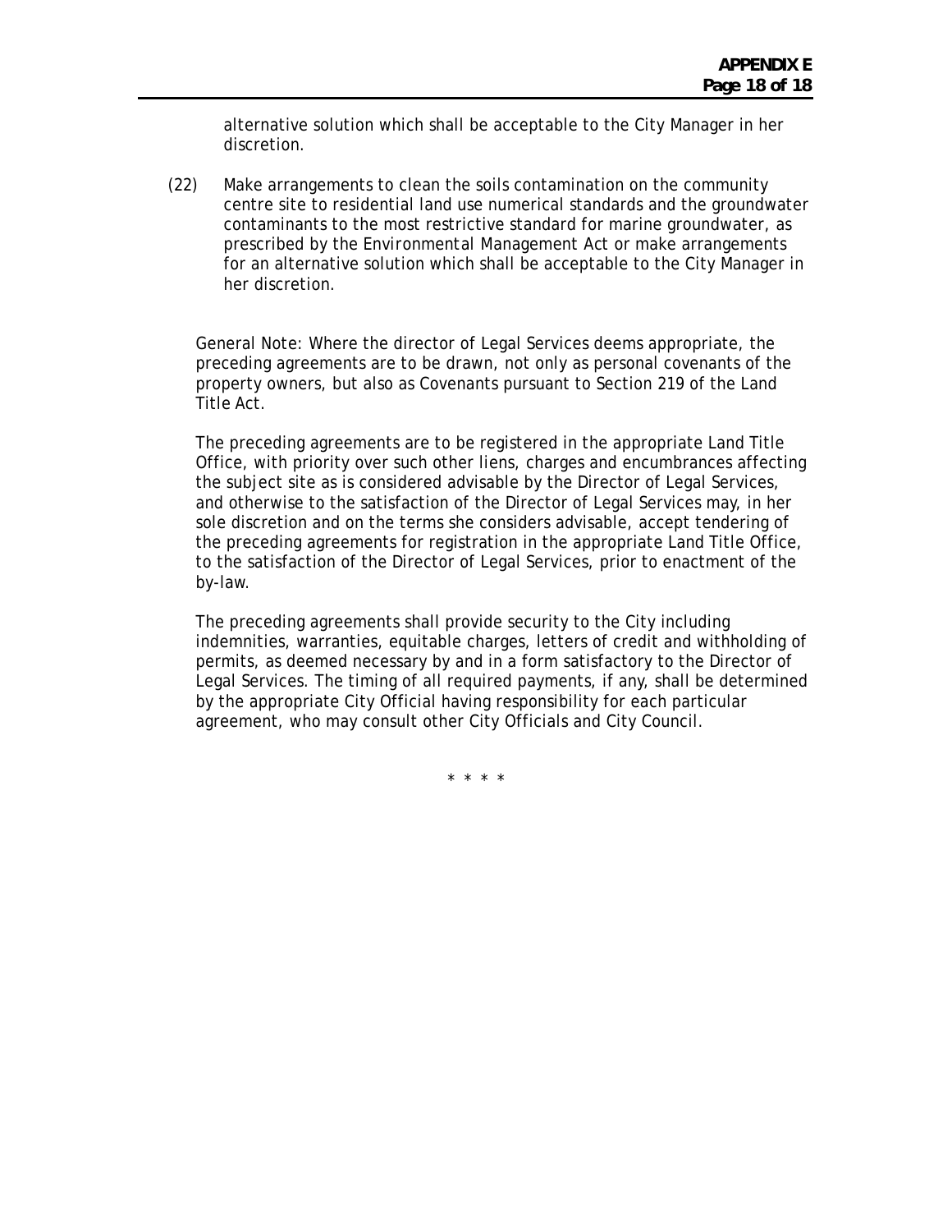alternative solution which shall be acceptable to the City Manager in her discretion.

(22) Make arrangements to clean the soils contamination on the community centre site to residential land use numerical standards and the groundwater contaminants to the most restrictive standard for marine groundwater, as prescribed by the *Environmental Management Act* or make arrangements for an alternative solution which shall be acceptable to the City Manager in her discretion.

General Note: Where the director of Legal Services deems appropriate, the preceding agreements are to be drawn, not only as personal covenants of the property owners, but also as Covenants pursuant to Section 219 of the Land Title Act.

The preceding agreements are to be registered in the appropriate Land Title Office, with priority over such other liens, charges and encumbrances affecting the subject site as is considered advisable by the Director of Legal Services, and otherwise to the satisfaction of the Director of Legal Services may, in her sole discretion and on the terms she considers advisable, accept tendering of the preceding agreements for registration in the appropriate Land Title Office, to the satisfaction of the Director of Legal Services, prior to enactment of the by-law.

The preceding agreements shall provide security to the City including indemnities, warranties, equitable charges, letters of credit and withholding of permits, as deemed necessary by and in a form satisfactory to the Director of Legal Services. The timing of all required payments, if any, shall be determined by the appropriate City Official having responsibility for each particular agreement, who may consult other City Officials and City Council.

\* \* \* \*